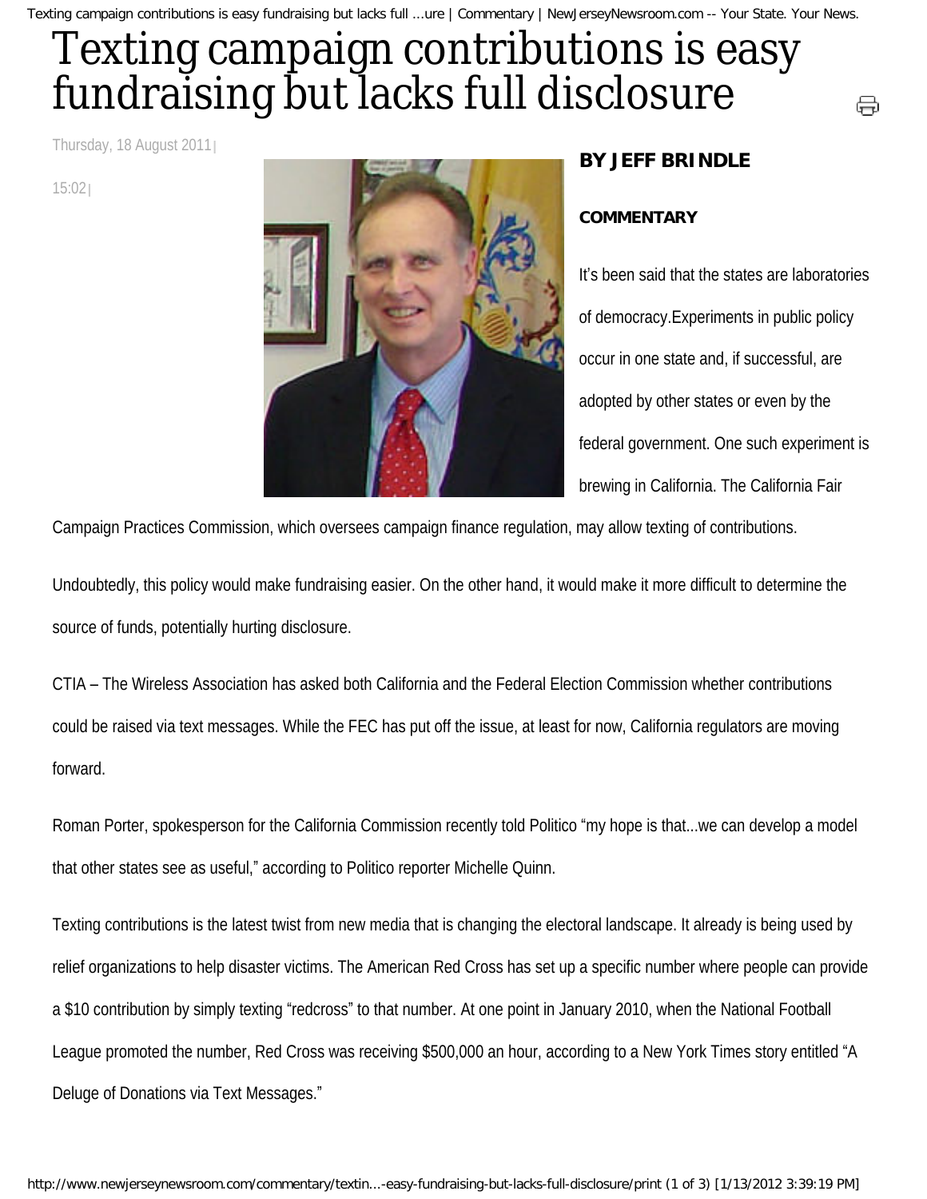# Texting campaign contributions is easy fundraising but lacks full disclosure

Thursday, 18 August 2011 | 15:02 |

**BY JEFF BRINDLE**

**COMMENTARY**

It's been said that the states are laboratories of democracy.Experiments in public policy occur in one state and, if successful, are adopted by other states or even by the federal government. One such experiment is brewing in California. The California Fair Campaign Practices Commission, which oversees campaign finance regulation, may allow texting of contributions.

Undoubtedly, this policy would make fundraising easier. On the other hand, it would make it more difficult to determine the source of funds, potentially hurting disclosure.

CTIA – The Wireless Association has asked both California and the Federal Election Commission whether contributions could be raised via text messages. While the FEC has put off the issue, at least for now, California regulators are moving forward.

Roman Porter, spokesperson for the California Commission recently told Politico "my hope is that...we can develop a model that other states see as useful," according to Politico reporter Michelle Quinn.

Texting contributions is the latest twist from new media that is changing the electoral landscape. It already is being used by relief organizations to help disaster victims. The American Red Cross has set up a specific number where people can provide a $10 contribution by simply texting "redcross" to that number. At one point in January 2010, when the National Football League promoted the number, Red Cross was receiving $500,000 an hour, according to a New York Times story entitled "A Deluge of Donations via Text Messages."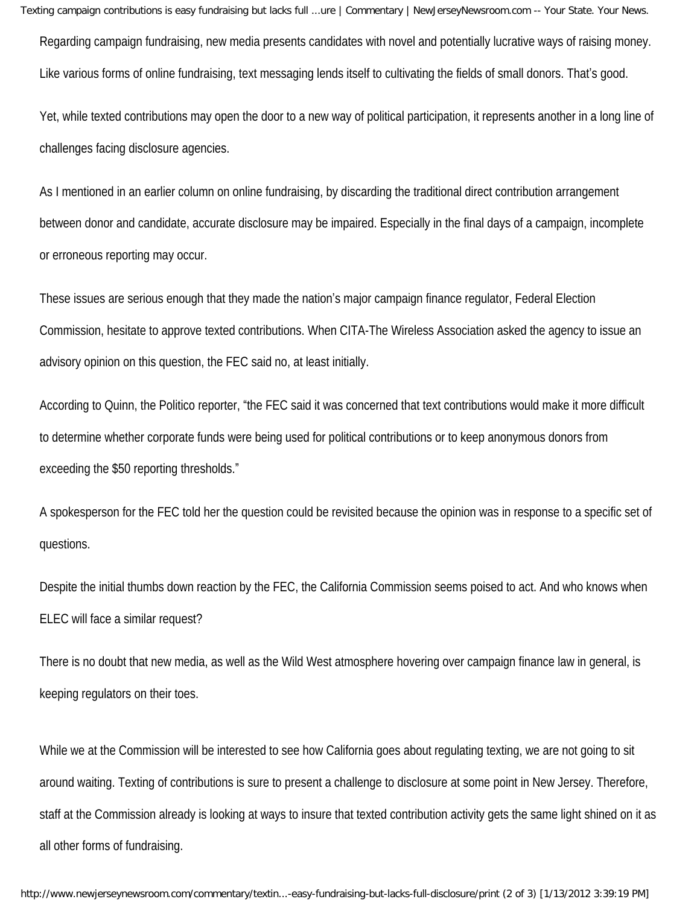Regarding campaign fundraising, new media presents candidates with novel and potentially lucrative ways of raising money. Like various forms of online fundraising, text messaging lends itself to cultivating the fields of small donors. That's good.

Yet, while texted contributions may open the door to a new way of political participation, it represents another in a long line of challenges facing disclosure agencies.

As I mentioned in an earlier column on online fundraising, by discarding the traditional direct contribution arrangement between donor and candidate, accurate disclosure may be impaired. Especially in the final days of a campaign, incomplete or erroneous reporting may occur.

These issues are serious enough that they made the nation's major campaign finance regulator, Federal Election Commission, hesitate to approve texted contributions. When CITA-The Wireless Association asked the agency to issue an advisory opinion on this question, the FEC said no, at least initially.

According to Quinn, the Politico reporter, "the FEC said it was concerned that text contributions would make it more difficult to determine whether corporate funds were being used for political contributions or to keep anonymous donors from exceeding the $50 reporting thresholds."

A spokesperson for the FEC told her the question could be revisited because the opinion was in response to a specific set of questions.

Despite the initial thumbs down reaction by the FEC, the California Commission seems poised to act. And who knows when ELEC will face a similar request?

There is no doubt that new media, as well as the Wild West atmosphere hovering over campaign finance law in general, is keeping regulators on their toes.

While we at the Commission will be interested to see how California goes about regulating texting, we are not going to sit around waiting. Texting of contributions is sure to present a challenge to disclosure at some point in New Jersey. Therefore, staff at the Commission already is looking at ways to insure that texted contribution activity gets the same light shined on it as all other forms of fundraising.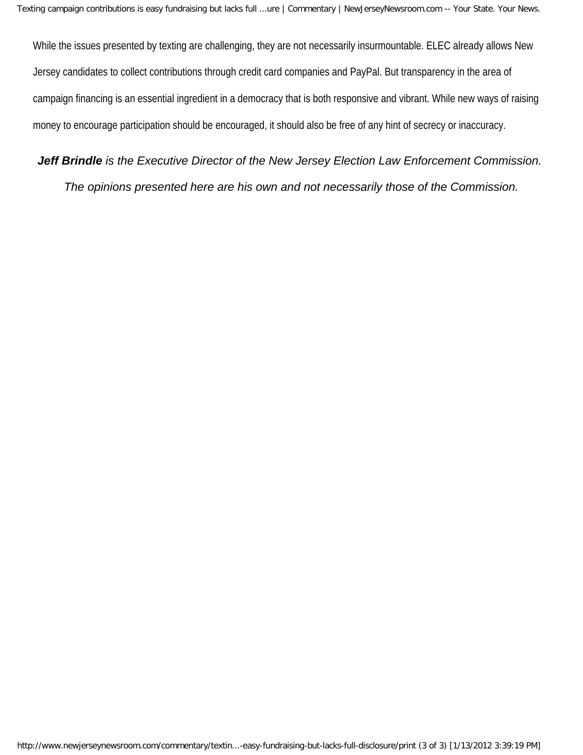While the issues presented by texting are challenging, they are not necessarily insurmountable. ELEC already allows New Jersey candidates to collect contributions through credit card companies and PayPal. But transparency in the area of campaign financing is an essential ingredient in a democracy that is both responsive and vibrant. While new ways of raising money to encourage participation should be encouraged, it should also be free of any hint of secrecy or inaccuracy.

***Jeff Brindle** is the Executive Director of the New Jersey Election Law Enforcement Commission. The opinions presented here are his own and not necessarily those of the Commission.*